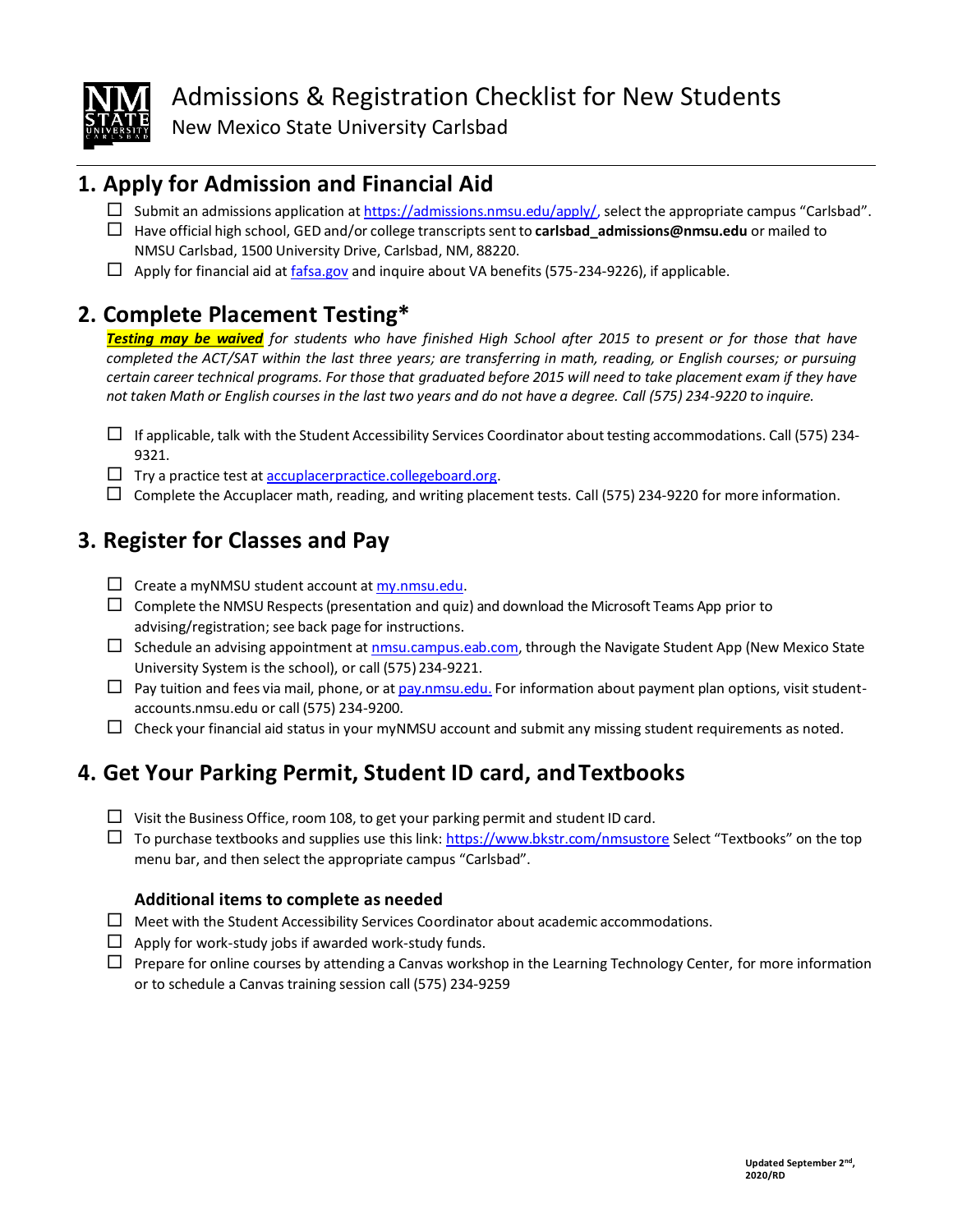# Admissions & Registration Checklist for New Students

New Mexico State University Carlsbad

## 1. Apply for Admission and Financial Aid

- ☐ Submit an admissions application at https://admissions.nmsu.edu/apply/, select the appropriate campus "Carlsbad".
- ☐ Have official high school, GED and/or college transcripts sent to **carlsbad_admissions@nmsu.edu** or mailed to NMSU Carlsbad, 1500 University Drive, Carlsbad, NM, 88220.
- ☐ Apply for financial aid at fafsa.gov and inquire about VA benefits (575-234-9226), if applicable.

## 2. Complete Placement Testing*

***Testing may be waived*** *for students who have finished High School after 2015 to present or for those that have completed the ACT/SAT within the last three years; are transferring in math, reading, or English courses; or pursuing certain career technical programs. For those that graduated before 2015 will need to take placement exam if they have not taken Math or English courses in the last two years and do not have a degree. Call (575) 234-9220 to inquire.*

- ☐ If applicable, talk with the Student Accessibility Services Coordinator about testing accommodations. Call (575) 234-9321.
- ☐ Try a practice test at accuplacerpractice.collegeboard.org.
- ☐ Complete the Accuplacer math, reading, and writing placement tests. Call (575) 234-9220 for more information.

## 3. Register for Classes and Pay

- ☐ Create a myNMSU student account at my.nmsu.edu.
- ☐ Complete the NMSU Respects (presentation and quiz) and download the Microsoft Teams App prior to advising/registration; see back page for instructions.
- ☐ Schedule an advising appointment at nmsu.campus.eab.com, through the Navigate Student App (New Mexico State University System is the school), or call (575) 234-9221.
- ☐ Pay tuition and fees via mail, phone, or at pay.nmsu.edu. For information about payment plan options, visit student-accounts.nmsu.edu or call (575) 234-9200.
- ☐ Check your financial aid status in your myNMSU account and submit any missing student requirements as noted.

## 4. Get Your Parking Permit, Student ID card, and Textbooks

- ☐ Visit the Business Office, room 108, to get your parking permit and student ID card.
- ☐ To purchase textbooks and supplies use this link: https://www.bkstr.com/nmsustore Select "Textbooks" on the top menu bar, and then select the appropriate campus "Carlsbad".

### Additional items to complete as needed

- ☐ Meet with the Student Accessibility Services Coordinator about academic accommodations.
- ☐ Apply for work-study jobs if awarded work-study funds.
- ☐ Prepare for online courses by attending a Canvas workshop in the Learning Technology Center, for more information or to schedule a Canvas training session call (575) 234-9259

Updated September 2nd, 2020/RD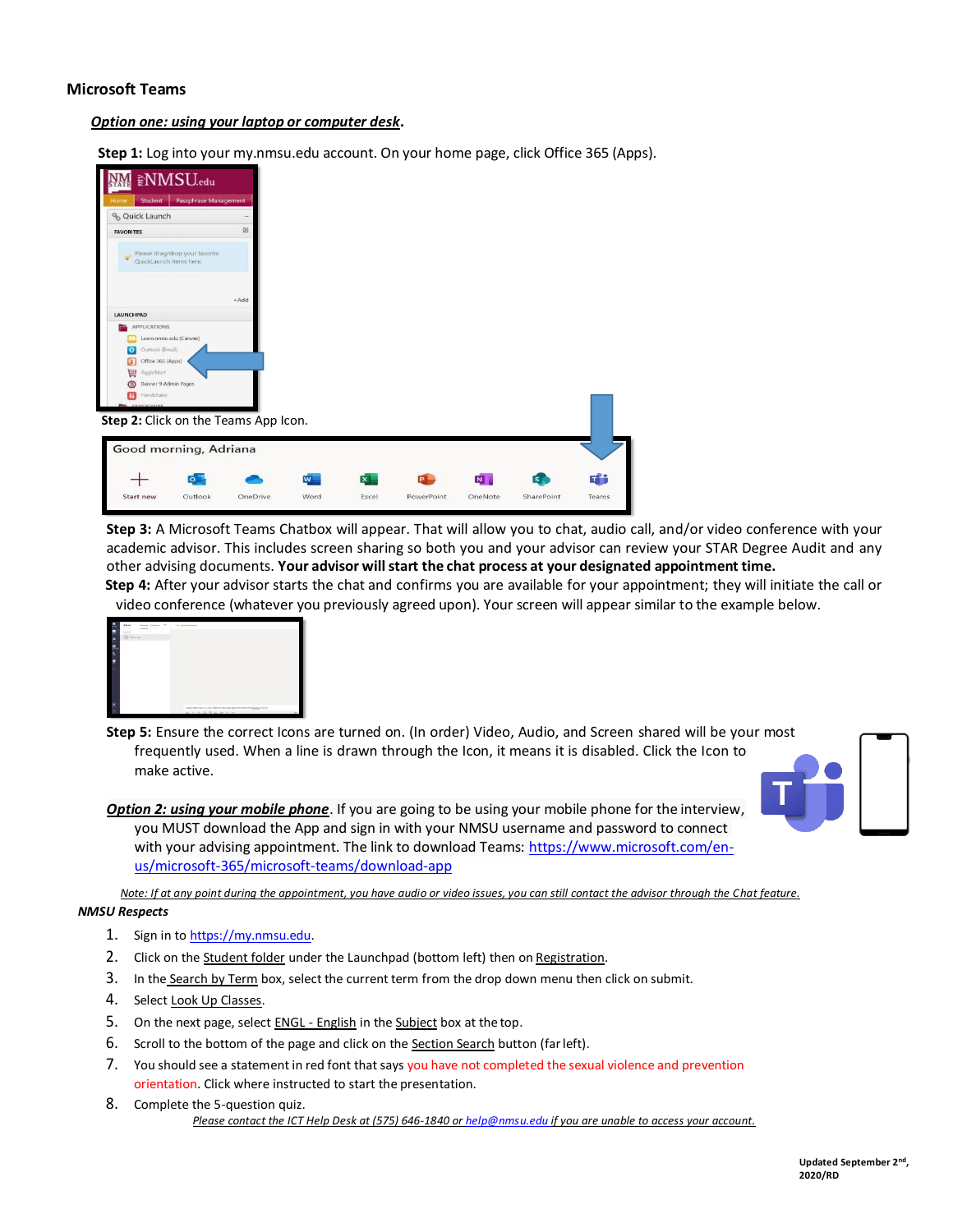## Microsoft Teams

***Option one: using your laptop or computer desk*.**

**Step 1:** Log into your my.nmsu.edu account. On your home page, click Office 365 (Apps).

**Step 2:** Click on the Teams App Icon.

**Step 3:** A Microsoft Teams Chatbox will appear. That will allow you to chat, audio call, and/or video conference with your academic advisor. This includes screen sharing so both you and your advisor can review your STAR Degree Audit and any other advising documents. **Your advisor will start the chat process at your designated appointment time.**

**Step 4:** After your advisor starts the chat and confirms you are available for your appointment; they will initiate the call or video conference (whatever you previously agreed upon). Your screen will appear similar to the example below.

**Step 5:** Ensure the correct Icons are turned on. (In order) Video, Audio, and Screen shared will be your most frequently used. When a line is drawn through the Icon, it means it is disabled. Click the Icon to make active.

***Option 2: using your mobile phone***. If you are going to be using your mobile phone for the interview, you MUST download the App and sign in with your NMSU username and password to connect with your advising appointment. The link to download Teams: https://www.microsoft.com/en-us/microsoft-365/microsoft-teams/download-app

*Note: If at any point during the appointment, you have audio or video issues, you can still contact the advisor through the Chat feature.*

***NMSU Respects***

1. Sign in to https://my.nmsu.edu.
2. Click on the Student folder under the Launchpad (bottom left) then on Registration.
3. In the Search by Term box, select the current term from the drop down menu then click on submit.
4. Select Look Up Classes.
5. On the next page, select ENGL - English in the Subject box at the top.
6. Scroll to the bottom of the page and click on the Section Search button (far left).
7. You should see a statement in red font that says you have not completed the sexual violence and prevention orientation. Click where instructed to start the presentation.
8. Complete the 5-question quiz.

*Please contact the ICT Help Desk at (575) 646-1840 or help@nmsu.edu if you are unable to access your account.*

**Updated September 2nd, 2020/RD**